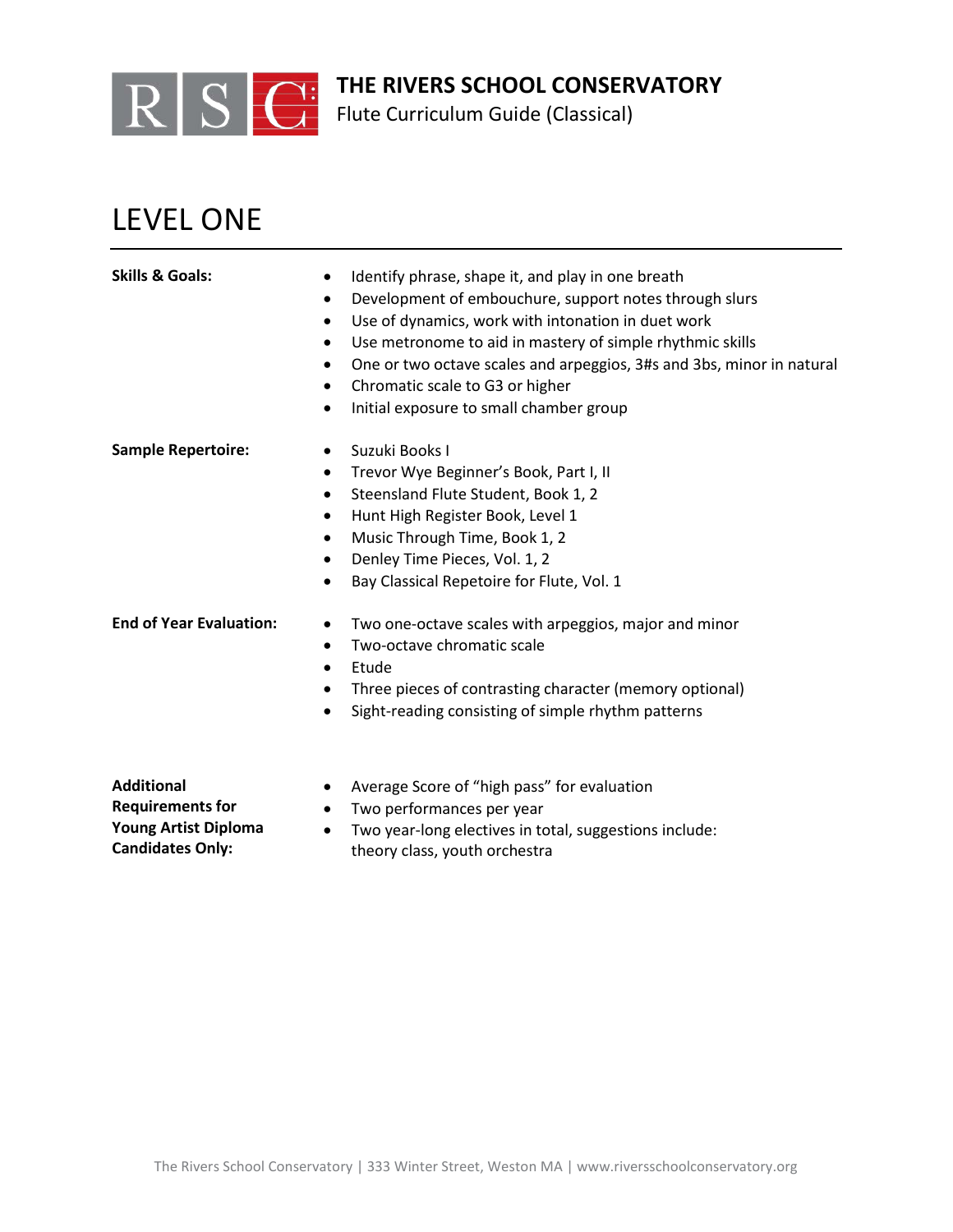# THE RIVERS SCHOOL CONSERVATORY

Flute Curriculum Guide (Classical)

## LEVEL ONE

**Skills & Goals:**

- Identify phrase, shape it, and play in one breath
- Development of embouchure, support notes through slurs
- Use of dynamics, work with intonation in duet work
- Use metronome to aid in mastery of simple rhythmic skills
- One or two octave scales and arpeggios, 3#s and 3bs, minor in natural
- Chromatic scale to G3 or higher
- Initial exposure to small chamber group

**Sample Repertoire:**

- Suzuki Books I
- Trevor Wye Beginner's Book, Part I, II
- Steensland Flute Student, Book 1, 2
- Hunt High Register Book, Level 1
- Music Through Time, Book 1, 2
- Denley Time Pieces, Vol. 1, 2
- Bay Classical Repetoire for Flute, Vol. 1

**End of Year Evaluation:**

- Two one-octave scales with arpeggios, major and minor
- Two-octave chromatic scale
- Etude
- Three pieces of contrasting character (memory optional)
- Sight-reading consisting of simple rhythm patterns

**Additional Requirements for Young Artist Diploma Candidates Only:**

- Average Score of "high pass" for evaluation
- Two performances per year
- Two year-long electives in total, suggestions include: theory class, youth orchestra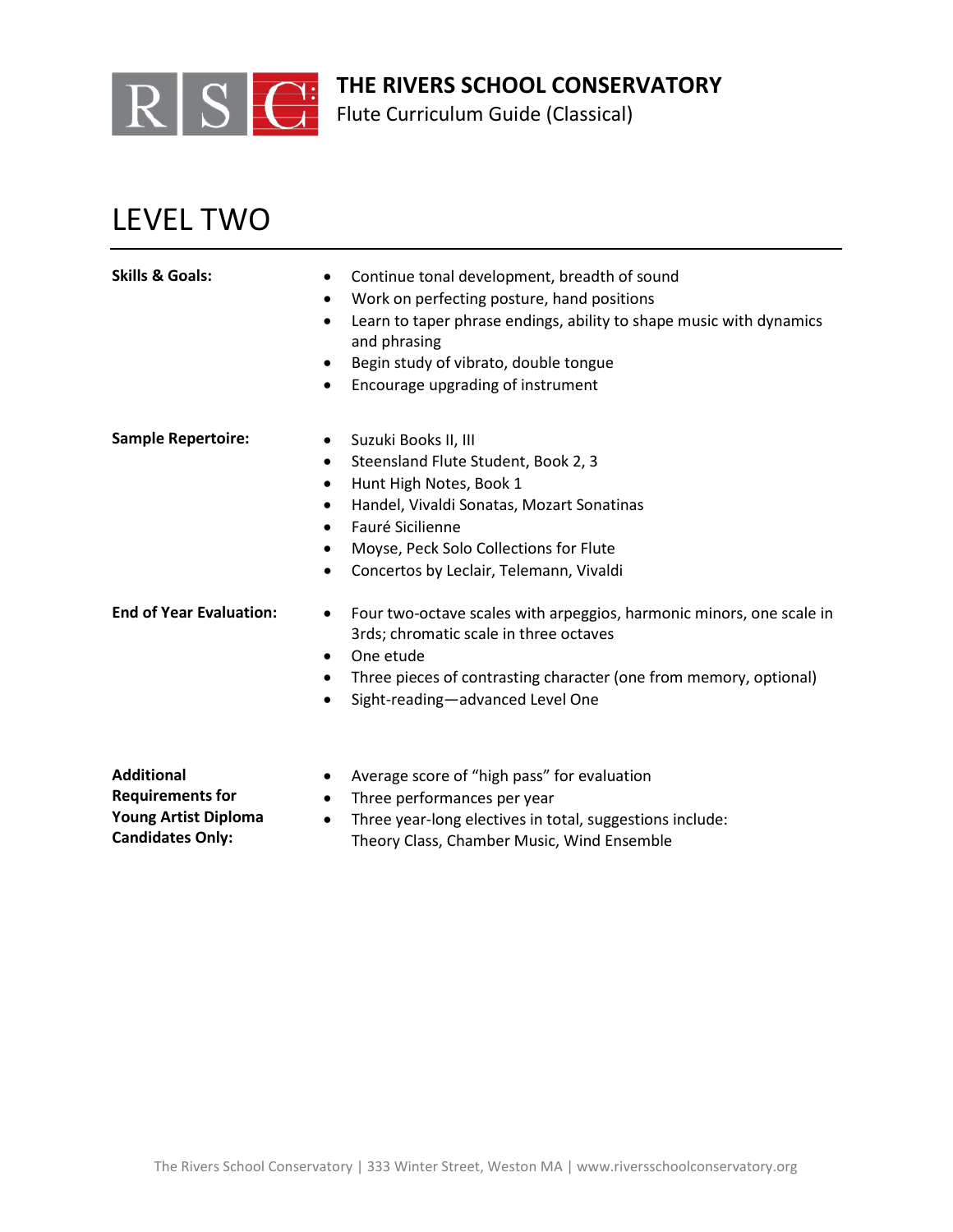# THE RIVERS SCHOOL CONSERVATORY

Flute Curriculum Guide (Classical)

## LEVEL TWO

**Skills & Goals:**

- Continue tonal development, breadth of sound
- Work on perfecting posture, hand positions
- Learn to taper phrase endings, ability to shape music with dynamics and phrasing
- Begin study of vibrato, double tongue
- Encourage upgrading of instrument

**Sample Repertoire:**

- Suzuki Books II, III
- Steensland Flute Student, Book 2, 3
- Hunt High Notes, Book 1
- Handel, Vivaldi Sonatas, Mozart Sonatinas
- Fauré Sicilienne
- Moyse, Peck Solo Collections for Flute
- Concertos by Leclair, Telemann, Vivaldi

**End of Year Evaluation:**

- Four two-octave scales with arpeggios, harmonic minors, one scale in 3rds; chromatic scale in three octaves
- One etude
- Three pieces of contrasting character (one from memory, optional)
- Sight-reading—advanced Level One

**Additional Requirements for Young Artist Diploma Candidates Only:**

- Average score of "high pass" for evaluation
- Three performances per year
- Three year-long electives in total, suggestions include: Theory Class, Chamber Music, Wind Ensemble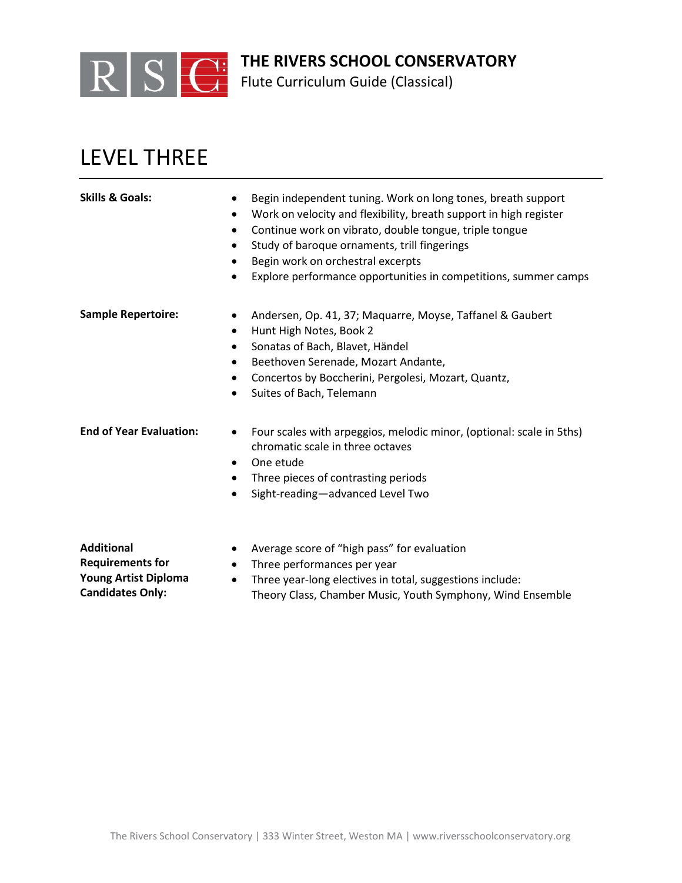**THE RIVERS SCHOOL CONSERVATORY**
Flute Curriculum Guide (Classical)

# LEVEL THREE

**Skills & Goals:**

- Begin independent tuning. Work on long tones, breath support
- Work on velocity and flexibility, breath support in high register
- Continue work on vibrato, double tongue, triple tongue
- Study of baroque ornaments, trill fingerings
- Begin work on orchestral excerpts
- Explore performance opportunities in competitions, summer camps

**Sample Repertoire:**

- Andersen, Op. 41, 37; Maquarre, Moyse, Taffanel & Gaubert
- Hunt High Notes, Book 2
- Sonatas of Bach, Blavet, Händel
- Beethoven Serenade, Mozart Andante,
- Concertos by Boccherini, Pergolesi, Mozart, Quantz,
- Suites of Bach, Telemann

**End of Year Evaluation:**

- Four scales with arpeggios, melodic minor, (optional: scale in 5ths) chromatic scale in three octaves
- One etude
- Three pieces of contrasting periods
- Sight-reading—advanced Level Two

**Additional Requirements for Young Artist Diploma Candidates Only:**

- Average score of "high pass" for evaluation
- Three performances per year
- Three year-long electives in total, suggestions include: Theory Class, Chamber Music, Youth Symphony, Wind Ensemble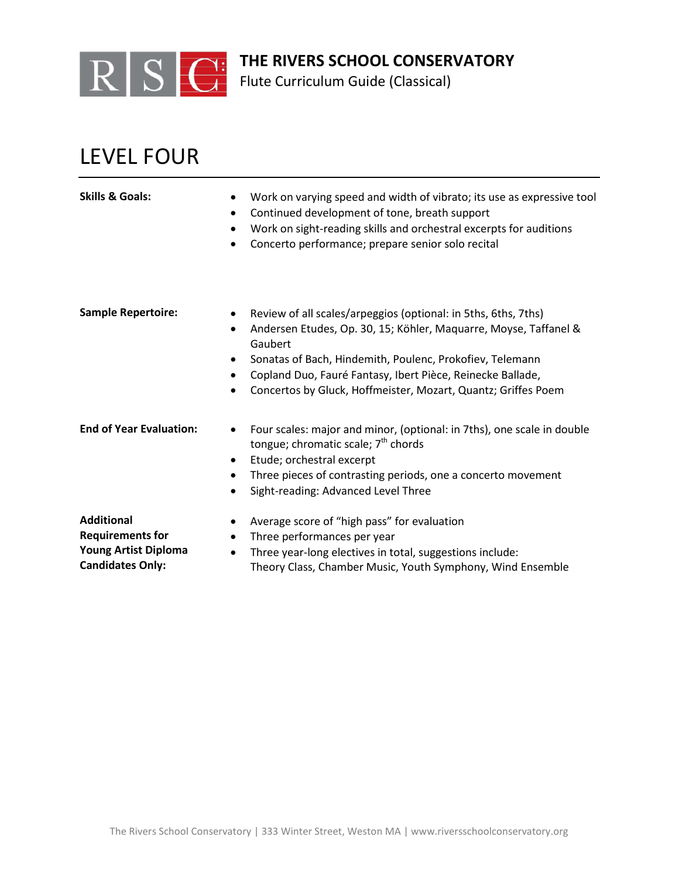# LEVEL FOUR

**Skills & Goals:**

- Work on varying speed and width of vibrato; its use as expressive tool
- Continued development of tone, breath support
- Work on sight-reading skills and orchestral excerpts for auditions
- Concerto performance; prepare senior solo recital

**Sample Repertoire:**

- Review of all scales/arpeggios (optional: in 5ths, 6ths, 7ths)
- Andersen Etudes, Op. 30, 15; Köhler, Maquarre, Moyse, Taffanel & Gaubert
- Sonatas of Bach, Hindemith, Poulenc, Prokofiev, Telemann
- Copland Duo, Fauré Fantasy, Ibert Pièce, Reinecke Ballade,
- Concertos by Gluck, Hoffmeister, Mozart, Quantz; Griffes Poem

**End of Year Evaluation:**

- Four scales: major and minor, (optional: in 7ths), one scale in double tongue; chromatic scale; 7th chords
- Etude; orchestral excerpt
- Three pieces of contrasting periods, one a concerto movement
- Sight-reading: Advanced Level Three

**Additional Requirements for Young Artist Diploma Candidates Only:**

- Average score of "high pass" for evaluation
- Three performances per year
- Three year-long electives in total, suggestions include: Theory Class, Chamber Music, Youth Symphony, Wind Ensemble